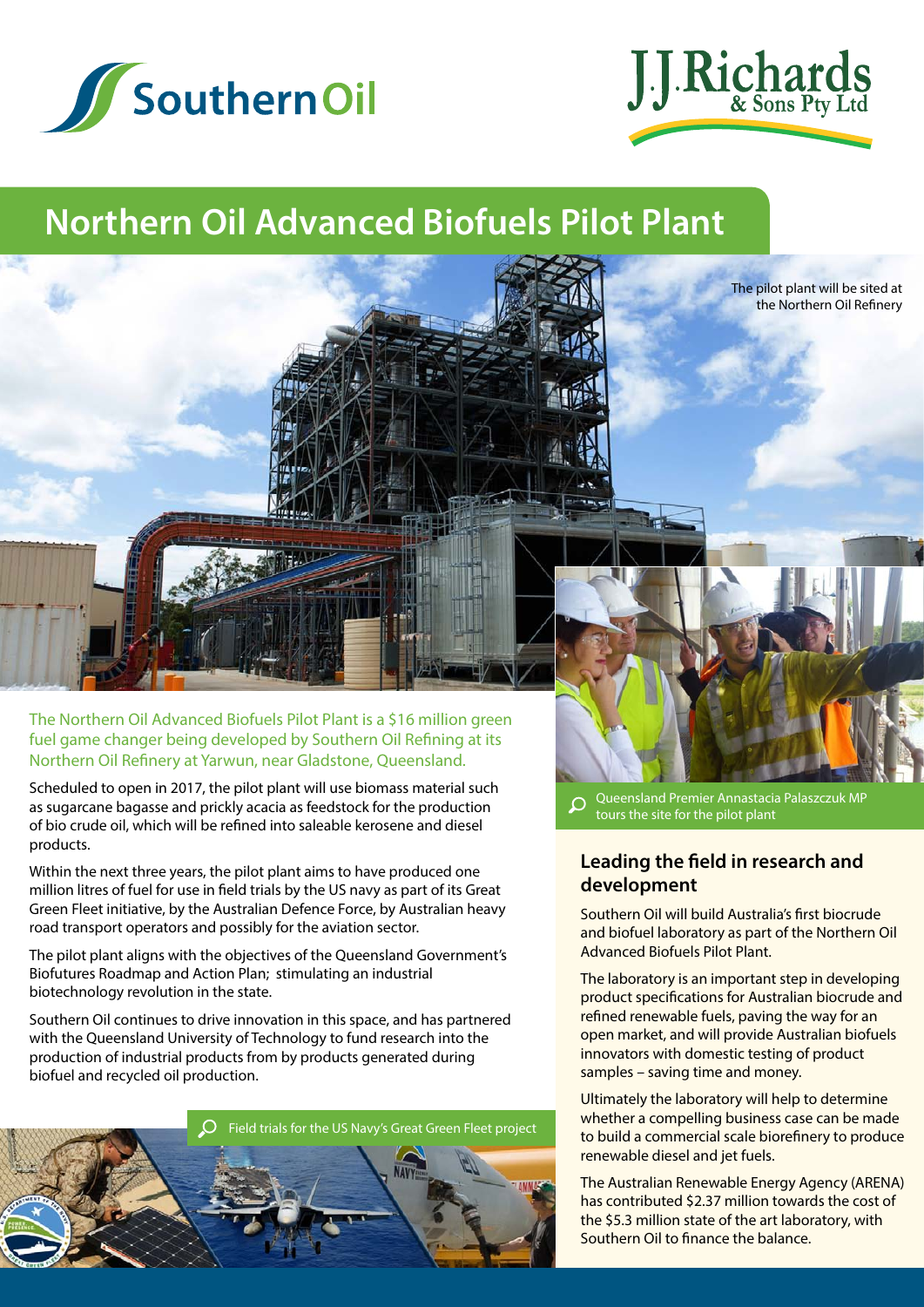Southern Oil

J.J.Richards & Sons Pty Ltd

# Northern Oil Advanced Biofuels Pilot Plant

The pilot plant will be sited at the Northern Oil Refinery

The Northern Oil Advanced Biofuels Pilot Plant is a $16 million green fuel game changer being developed by Southern Oil Refining at its Northern Oil Refinery at Yarwun, near Gladstone, Queensland.

Scheduled to open in 2017, the pilot plant will use biomass material such as sugarcane bagasse and prickly acacia as feedstock for the production of bio crude oil, which will be refined into saleable kerosene and diesel products.

Within the next three years, the pilot plant aims to have produced one million litres of fuel for use in field trials by the US navy as part of its Great Green Fleet initiative, by the Australian Defence Force, by Australian heavy road transport operators and possibly for the aviation sector.

The pilot plant aligns with the objectives of the Queensland Government's Biofutures Roadmap and Action Plan; stimulating an industrial biotechnology revolution in the state.

Southern Oil continues to drive innovation in this space, and has partnered with the Queensland University of Technology to fund research into the production of industrial products from by products generated during biofuel and recycled oil production.

Field trials for the US Navy's Great Green Fleet project

Queensland Premier Annastacia Palaszczuk MP tours the site for the pilot plant

## Leading the field in research and development

Southern Oil will build Australia's first biocrude and biofuel laboratory as part of the Northern Oil Advanced Biofuels Pilot Plant.

The laboratory is an important step in developing product specifications for Australian biocrude and refined renewable fuels, paving the way for an open market, and will provide Australian biofuels innovators with domestic testing of product samples – saving time and money.

Ultimately the laboratory will help to determine whether a compelling business case can be made to build a commercial scale biorefinery to produce renewable diesel and jet fuels.

The Australian Renewable Energy Agency (ARENA) has contributed $2.37 million towards the cost of the $5.3 million state of the art laboratory, with Southern Oil to finance the balance.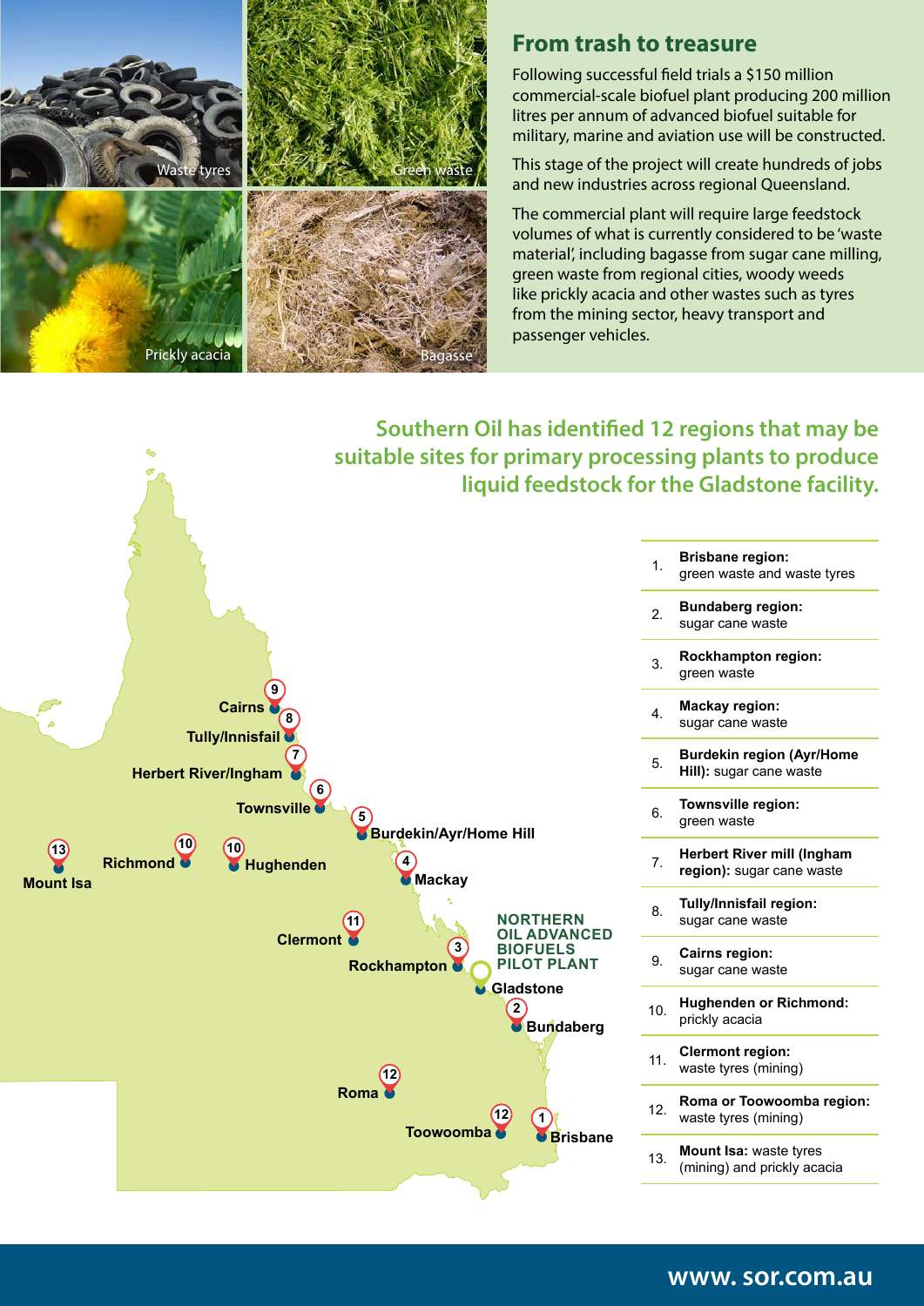## From trash to treasure

Following successful field trials a $150 million commercial-scale biofuel plant producing 200 million litres per annum of advanced biofuel suitable for military, marine and aviation use will be constructed.

This stage of the project will create hundreds of jobs and new industries across regional Queensland.

The commercial plant will require large feedstock volumes of what is currently considered to be 'waste material', including bagasse from sugar cane milling, green waste from regional cities, woody weeds like prickly acacia and other wastes such as tyres from the mining sector, heavy transport and passenger vehicles.

Waste tyres

Green waste

Prickly acacia

Bagasse

## Southern Oil has identified 12 regions that may be suitable sites for primary processing plants to produce liquid feedstock for the Gladstone facility.

9 Cairns

8 Tully/Innisfail

7 Herbert River/Ingham

6 Townsville

5 Burdekin/Ayr/Home Hill

4 Mackay

13 Mount Isa

10 Richmond

10 Hughenden

11 Clermont

3 Rockhampton

NORTHERN OIL ADVANCED BIOFUELS PILOT PLANT

Gladstone

2 Bundaberg

12 Roma

12 Toowoomba

1 Brisbane

| | |
|---|---|
| 1. | **Brisbane region:** green waste and waste tyres |
| 2. | **Bundaberg region:** sugar cane waste |
| 3. | **Rockhampton region:** green waste |
| 4. | **Mackay region:** sugar cane waste |
| 5. | **Burdekin region (Ayr/Home Hill):** sugar cane waste |
| 6. | **Townsville region:** green waste |
| 7. | **Herbert River mill (Ingham region):** sugar cane waste |
| 8. | **Tully/Innisfail region:** sugar cane waste |
| 9. | **Cairns region:** sugar cane waste |
| 10. | **Hughenden or Richmond:** prickly acacia |
| 11. | **Clermont region:** waste tyres (mining) |
| 12. | **Roma or Toowoomba region:** waste tyres (mining) |
| 13. | **Mount Isa:** waste tyres (mining) and prickly acacia |

www.sor.com.au